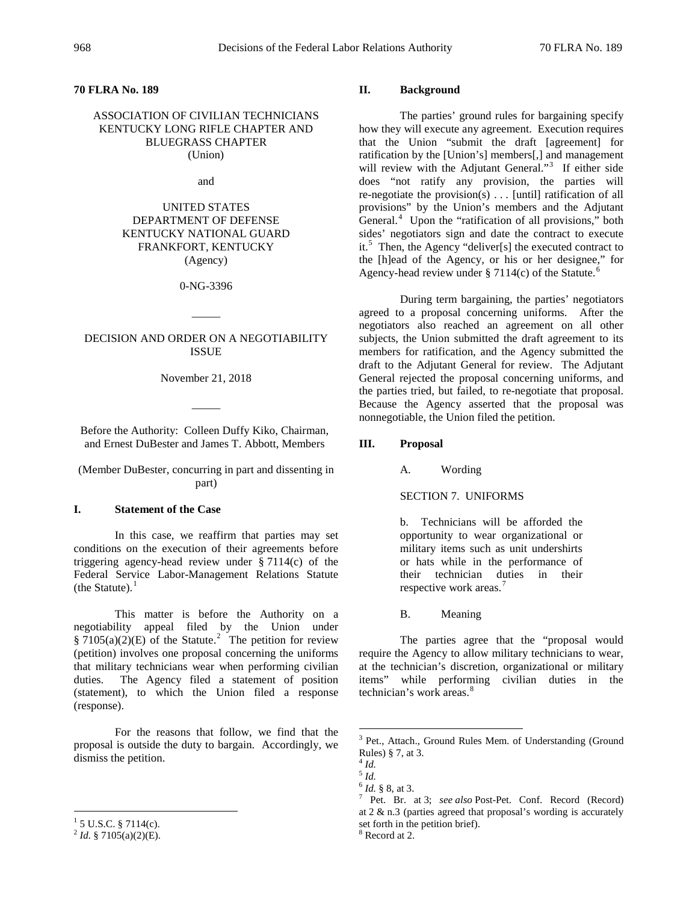**70 FLRA No. 189**

ASSOCIATION OF CIVILIAN TECHNICIANS
KENTUCKY LONG RIFLE CHAPTER AND
BLUEGRASS CHAPTER
(Union)

and

UNITED STATES
DEPARTMENT OF DEFENSE
KENTUCKY NATIONAL GUARD
FRANKFORT, KENTUCKY
(Agency)

0-NG-3396

\_\_\_\_\_

DECISION AND ORDER ON A NEGOTIABILITY ISSUE

November 21, 2018

\_\_\_\_\_

Before the Authority: Colleen Duffy Kiko, Chairman, and Ernest DuBester and James T. Abbott, Members

(Member DuBester, concurring in part and dissenting in part)

## I. Statement of the Case

In this case, we reaffirm that parties may set conditions on the execution of their agreements before triggering agency-head review under § 7114(c) of the Federal Service Labor-Management Relations Statute (the Statute).[1]

This matter is before the Authority on a negotiability appeal filed by the Union under § 7105(a)(2)(E) of the Statute.[2] The petition for review (petition) involves one proposal concerning the uniforms that military technicians wear when performing civilian duties. The Agency filed a statement of position (statement), to which the Union filed a response (response).

For the reasons that follow, we find that the proposal is outside the duty to bargain. Accordingly, we dismiss the petition.

## II. Background

The parties' ground rules for bargaining specify how they will execute any agreement. Execution requires that the Union "submit the draft [agreement] for ratification by the [Union's] members[,] and management will review with the Adjutant General."[3] If either side does "not ratify any provision, the parties will re-negotiate the provision(s) . . . [until] ratification of all provisions" by the Union's members and the Adjutant General.[4] Upon the "ratification of all provisions," both sides' negotiators sign and date the contract to execute it.[5] Then, the Agency "deliver[s] the executed contract to the [h]ead of the Agency, or his or her designee," for Agency-head review under § 7114(c) of the Statute.[6]

During term bargaining, the parties' negotiators agreed to a proposal concerning uniforms. After the negotiators also reached an agreement on all other subjects, the Union submitted the draft agreement to its members for ratification, and the Agency submitted the draft to the Adjutant General for review. The Adjutant General rejected the proposal concerning uniforms, and the parties tried, but failed, to re-negotiate that proposal. Because the Agency asserted that the proposal was nonnegotiable, the Union filed the petition.

## III. Proposal

### A. Wording

SECTION 7. UNIFORMS

> b. Technicians will be afforded the opportunity to wear organizational or military items such as unit undershirts or hats while in the performance of their technician duties in their respective work areas.[7]

### B. Meaning

The parties agree that the "proposal would require the Agency to allow military technicians to wear, at the technician's discretion, organizational or military items" while performing civilian duties in the technician's work areas.[8]

---

[1] 5 U.S.C. § 7114(c).

[2] *Id.* § 7105(a)(2)(E).

[3] Pet., Attach., Ground Rules Mem. of Understanding (Ground Rules) § 7, at 3.

[4] *Id.*

[5] *Id.*

[6] *Id.* § 8, at 3.

[7] Pet. Br. at 3; *see also* Post-Pet. Conf. Record (Record) at 2 & n.3 (parties agreed that proposal's wording is accurately set forth in the petition brief).

[8] Record at 2.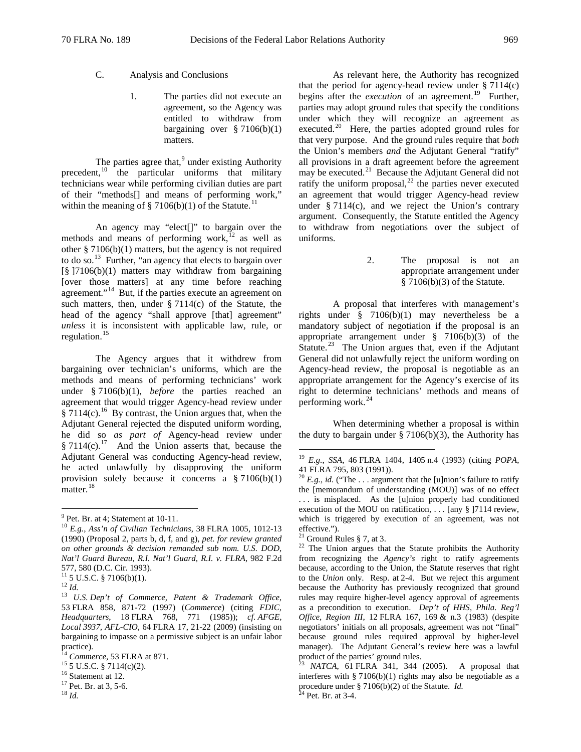### C. Analysis and Conclusions

#### 1. The parties did not execute an agreement, so the Agency was entitled to withdraw from bargaining over § 7106(b)(1) matters.

The parties agree that,[9] under existing Authority precedent,[10] the particular uniforms that military technicians wear while performing civilian duties are part of their "methods[] and means of performing work," within the meaning of § 7106(b)(1) of the Statute.[11]

An agency may "elect[]" to bargain over the methods and means of performing work,[12] as well as other § 7106(b)(1) matters, but the agency is not required to do so.[13] Further, "an agency that elects to bargain over [§ ]7106(b)(1) matters may withdraw from bargaining [over those matters] at any time before reaching agreement."[14] But, if the parties execute an agreement on such matters, then, under § 7114(c) of the Statute, the head of the agency "shall approve [that] agreement" *unless* it is inconsistent with applicable law, rule, or regulation.[15]

The Agency argues that it withdrew from bargaining over technician's uniforms, which are the methods and means of performing technicians' work under § 7106(b)(1), *before* the parties reached an agreement that would trigger Agency-head review under § 7114(c).[16] By contrast, the Union argues that, when the Adjutant General rejected the disputed uniform wording, he did so *as part of* Agency-head review under § 7114(c).[17] And the Union asserts that, because the Adjutant General was conducting Agency-head review, he acted unlawfully by disapproving the uniform provision solely because it concerns a § 7106(b)(1) matter.[18]

As relevant here, the Authority has recognized that the period for agency-head review under § 7114(c) begins after the *execution* of an agreement.[19] Further, parties may adopt ground rules that specify the conditions under which they will recognize an agreement as executed.[20] Here, the parties adopted ground rules for that very purpose. And the ground rules require that *both* the Union's members *and* the Adjutant General "ratify" all provisions in a draft agreement before the agreement may be executed.[21] Because the Adjutant General did not ratify the uniform proposal,[22] the parties never executed an agreement that would trigger Agency-head review under § 7114(c), and we reject the Union's contrary argument. Consequently, the Statute entitled the Agency to withdraw from negotiations over the subject of uniforms.

#### 2. The proposal is not an appropriate arrangement under § 7106(b)(3) of the Statute.

A proposal that interferes with management's rights under § 7106(b)(1) may nevertheless be a mandatory subject of negotiation if the proposal is an appropriate arrangement under § 7106(b)(3) of the Statute.[23] The Union argues that, even if the Adjutant General did not unlawfully reject the uniform wording on Agency-head review, the proposal is negotiable as an appropriate arrangement for the Agency's exercise of its right to determine technicians' methods and means of performing work.[24]

When determining whether a proposal is within the duty to bargain under § 7106(b)(3), the Authority has

---

[9] Pet. Br. at 4; Statement at 10-11.

[10] *E.g.*, *Ass'n of Civilian Technicians*, 38 FLRA 1005, 1012-13 (1990) (Proposal 2, parts b, d, f, and g), *pet. for review granted on other grounds & decision remanded sub nom. U.S. DOD, Nat'l Guard Bureau, R.I. Nat'l Guard, R.I. v. FLRA*, 982 F.2d 577, 580 (D.C. Cir. 1993).

[11] 5 U.S.C. § 7106(b)(1).

[12] *Id.*

[13] *U.S. Dep't of Commerce, Patent & Trademark Office*, 53 FLRA 858, 871-72 (1997) (*Commerce*) (citing *FDIC, Headquarters*, 18 FLRA 768, 771 (1985)); *cf. AFGE, Local 3937, AFL-CIO*, 64 FLRA 17, 21-22 (2009) (insisting on bargaining to impasse on a permissive subject is an unfair labor practice).

[14] *Commerce*, 53 FLRA at 871.

[15] 5 U.S.C. § 7114(c)(2).

[16] Statement at 12.

[17] Pet. Br. at 3, 5-6.

[18] *Id.*

[19] *E.g.*, *SSA*, 46 FLRA 1404, 1405 n.4 (1993) (citing *POPA*, 41 FLRA 795, 803 (1991)).

[20] *E.g.*, *id.* ("The . . . argument that the [u]nion's failure to ratify the [memorandum of understanding (MOU)] was of no effect . . . is misplaced. As the [u]nion properly had conditioned execution of the MOU on ratification, . . . [any § ]7114 review, which is triggered by execution of an agreement, was not effective.").

[21] Ground Rules § 7, at 3.

[22] The Union argues that the Statute prohibits the Authority from recognizing the *Agency's* right to ratify agreements because, according to the Union, the Statute reserves that right to the *Union* only. Resp. at 2-4. But we reject this argument because the Authority has previously recognized that ground rules may require higher-level agency approval of agreements as a precondition to execution. *Dep't of HHS, Phila. Reg'l Office, Region III*, 12 FLRA 167, 169 & n.3 (1983) (despite negotiators' initials on all proposals, agreement was not "final" because ground rules required approval by higher-level manager). The Adjutant General's review here was a lawful product of the parties' ground rules.

[23] *NATCA*, 61 FLRA 341, 344 (2005). A proposal that interferes with § 7106(b)(1) rights may also be negotiable as a procedure under § 7106(b)(2) of the Statute. *Id.*

[24] Pet. Br. at 3-4.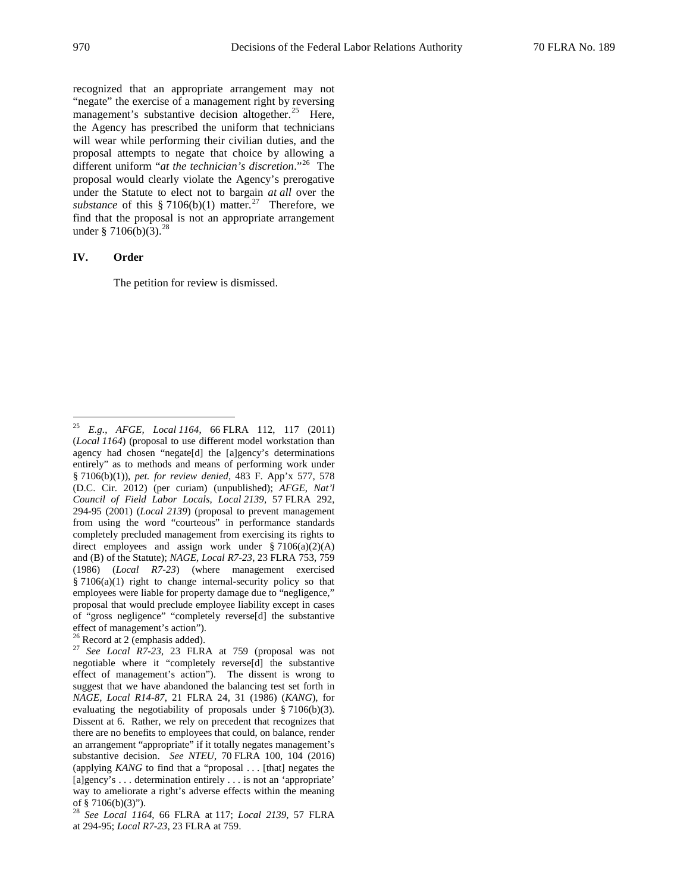recognized that an appropriate arrangement may not "negate" the exercise of a management right by reversing management's substantive decision altogether.[25] Here, the Agency has prescribed the uniform that technicians will wear while performing their civilian duties, and the proposal attempts to negate that choice by allowing a different uniform "*at the technician's discretion*."[26] The proposal would clearly violate the Agency's prerogative under the Statute to elect not to bargain *at all* over the *substance* of this § 7106(b)(1) matter.[27] Therefore, we find that the proposal is not an appropriate arrangement under § 7106(b)(3).[28]

## IV. Order

The petition for review is dismissed.

---

[25] *E.g.*, *AFGE, Local 1164*, 66 FLRA 112, 117 (2011) (*Local 1164*) (proposal to use different model workstation than agency had chosen "negate[d] the [a]gency's determinations entirely" as to methods and means of performing work under § 7106(b)(1)), *pet. for review denied*, 483 F. App'x 577, 578 (D.C. Cir. 2012) (per curiam) (unpublished); *AFGE, Nat'l Council of Field Labor Locals, Local 2139*, 57 FLRA 292, 294-95 (2001) (*Local 2139*) (proposal to prevent management from using the word "courteous" in performance standards completely precluded management from exercising its rights to direct employees and assign work under § 7106(a)(2)(A) and (B) of the Statute); *NAGE, Local R7-23*, 23 FLRA 753, 759 (1986) (*Local R7-23*) (where management exercised § 7106(a)(1) right to change internal-security policy so that employees were liable for property damage due to "negligence," proposal that would preclude employee liability except in cases of "gross negligence" "completely reverse[d] the substantive effect of management's action").

[26] Record at 2 (emphasis added).

[27] *See Local R7-23*, 23 FLRA at 759 (proposal was not negotiable where it "completely reverse[d] the substantive effect of management's action"). The dissent is wrong to suggest that we have abandoned the balancing test set forth in *NAGE, Local R14-87*, 21 FLRA 24, 31 (1986) (*KANG*), for evaluating the negotiability of proposals under § 7106(b)(3). Dissent at 6. Rather, we rely on precedent that recognizes that there are no benefits to employees that could, on balance, render an arrangement "appropriate" if it totally negates management's substantive decision. *See NTEU*, 70 FLRA 100, 104 (2016) (applying *KANG* to find that a "proposal . . . [that] negates the [a]gency's . . . determination entirely . . . is not an 'appropriate' way to ameliorate a right's adverse effects within the meaning of § 7106(b)(3)").

[28] *See Local 1164*, 66 FLRA at 117; *Local 2139*, 57 FLRA at 294-95; *Local R7-23*, 23 FLRA at 759.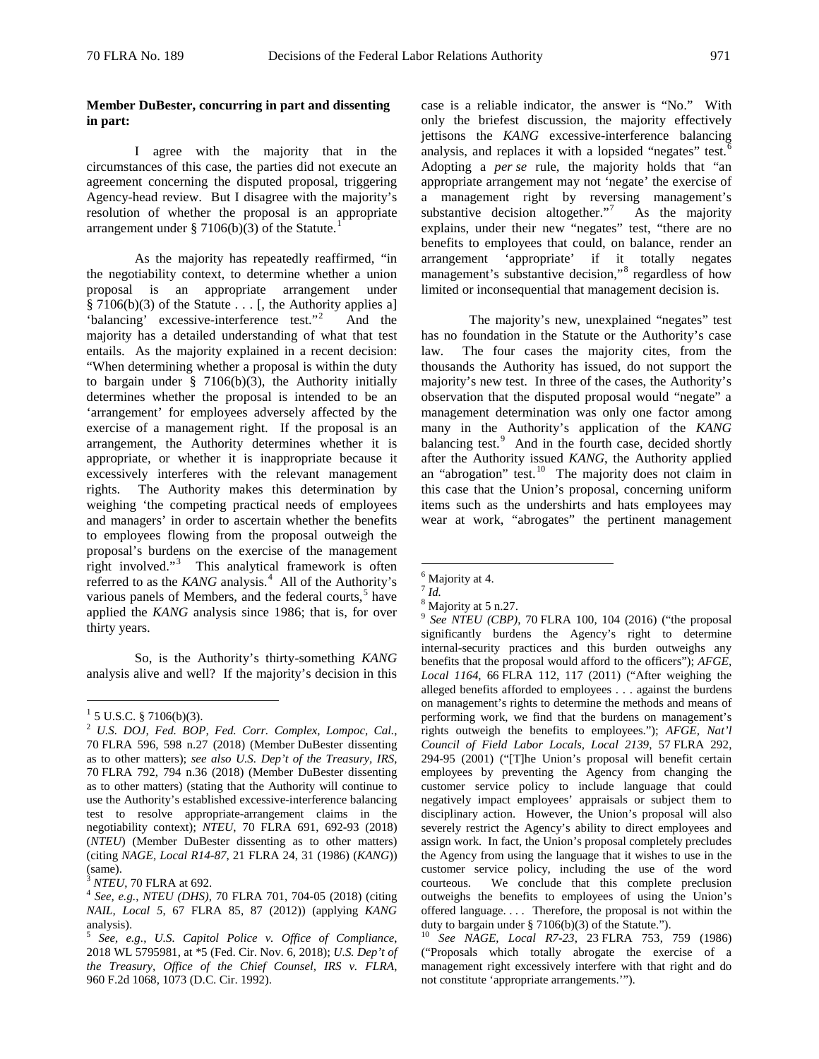**Member DuBester, concurring in part and dissenting in part:**

I agree with the majority that in the circumstances of this case, the parties did not execute an agreement concerning the disputed proposal, triggering Agency-head review. But I disagree with the majority's resolution of whether the proposal is an appropriate arrangement under § 7106(b)(3) of the Statute.[1]

As the majority has repeatedly reaffirmed, "in the negotiability context, to determine whether a union proposal is an appropriate arrangement under § 7106(b)(3) of the Statute . . . [, the Authority applies a] 'balancing' excessive-interference test."[2] And the majority has a detailed understanding of what that test entails. As the majority explained in a recent decision: "When determining whether a proposal is within the duty to bargain under § 7106(b)(3), the Authority initially determines whether the proposal is intended to be an 'arrangement' for employees adversely affected by the exercise of a management right. If the proposal is an arrangement, the Authority determines whether it is appropriate, or whether it is inappropriate because it excessively interferes with the relevant management rights. The Authority makes this determination by weighing 'the competing practical needs of employees and managers' in order to ascertain whether the benefits to employees flowing from the proposal outweigh the proposal's burdens on the exercise of the management right involved."[3] This analytical framework is often referred to as the *KANG* analysis.[4] All of the Authority's various panels of Members, and the federal courts,[5] have applied the *KANG* analysis since 1986; that is, for over thirty years.

So, is the Authority's thirty-something *KANG* analysis alive and well? If the majority's decision in this case is a reliable indicator, the answer is "No." With only the briefest discussion, the majority effectively jettisons the *KANG* excessive-interference balancing analysis, and replaces it with a lopsided "negates" test.[6] Adopting a *per se* rule, the majority holds that "an appropriate arrangement may not 'negate' the exercise of a management right by reversing management's substantive decision altogether."[7] As the majority explains, under their new "negates" test, "there are no benefits to employees that could, on balance, render an arrangement 'appropriate' if it totally negates management's substantive decision,"[8] regardless of how limited or inconsequential that management decision is.

The majority's new, unexplained "negates" test has no foundation in the Statute or the Authority's case law. The four cases the majority cites, from the thousands the Authority has issued, do not support the majority's new test. In three of the cases, the Authority's observation that the disputed proposal would "negate" a management determination was only one factor among many in the Authority's application of the *KANG* balancing test.[9] And in the fourth case, decided shortly after the Authority issued *KANG*, the Authority applied an "abrogation" test.[10] The majority does not claim in this case that the Union's proposal, concerning uniform items such as the undershirts and hats employees may wear at work, "abrogates" the pertinent management

---

[1] 5 U.S.C. § 7106(b)(3).

[2] *U.S. DOJ, Fed. BOP, Fed. Corr. Complex, Lompoc, Cal.*, 70 FLRA 596, 598 n.27 (2018) (Member DuBester dissenting as to other matters); *see also U.S. Dep't of the Treasury, IRS*, 70 FLRA 792, 794 n.36 (2018) (Member DuBester dissenting as to other matters) (stating that the Authority will continue to use the Authority's established excessive-interference balancing test to resolve appropriate-arrangement claims in the negotiability context); *NTEU*, 70 FLRA 691, 692-93 (2018) (*NTEU*) (Member DuBester dissenting as to other matters) (citing *NAGE, Local R14-87*, 21 FLRA 24, 31 (1986) (*KANG*)) (same).

[3] *NTEU*, 70 FLRA at 692.

[4] *See, e.g.*, *NTEU (DHS)*, 70 FLRA 701, 704-05 (2018) (citing *NAIL, Local 5*, 67 FLRA 85, 87 (2012)) (applying *KANG* analysis).

[5] *See, e.g.*, *U.S. Capitol Police v. Office of Compliance*, 2018 WL 5795981, at *5 (Fed. Cir. Nov. 6, 2018); *U.S. Dep't of the Treasury, Office of the Chief Counsel, IRS v. FLRA*, 960 F.2d 1068, 1073 (D.C. Cir. 1992).

[6] Majority at 4.

[7] *Id.*

[8] Majority at 5 n.27.

[9] *See NTEU (CBP)*, 70 FLRA 100, 104 (2016) ("the proposal significantly burdens the Agency's right to determine internal-security practices and this burden outweighs any benefits that the proposal would afford to the officers"); *AFGE, Local 1164*, 66 FLRA 112, 117 (2011) ("After weighing the alleged benefits afforded to employees . . . against the burdens on management's rights to determine the methods and means of performing work, we find that the burdens on management's rights outweigh the benefits to employees."); *AFGE, Nat'l Council of Field Labor Locals, Local 2139*, 57 FLRA 292, 294-95 (2001) ("[T]he Union's proposal will benefit certain employees by preventing the Agency from changing the customer service policy to include language that could negatively impact employees' appraisals or subject them to disciplinary action. However, the Union's proposal will also severely restrict the Agency's ability to direct employees and assign work. In fact, the Union's proposal completely precludes the Agency from using the language that it wishes to use in the customer service policy, including the use of the word courteous. We conclude that this complete preclusion outweighs the benefits to employees of using the Union's offered language. . . . Therefore, the proposal is not within the duty to bargain under § 7106(b)(3) of the Statute.").

[10] *See NAGE, Local R7-23*, 23 FLRA 753, 759 (1986) ("Proposals which totally abrogate the exercise of a management right excessively interfere with that right and do not constitute 'appropriate arrangements.'").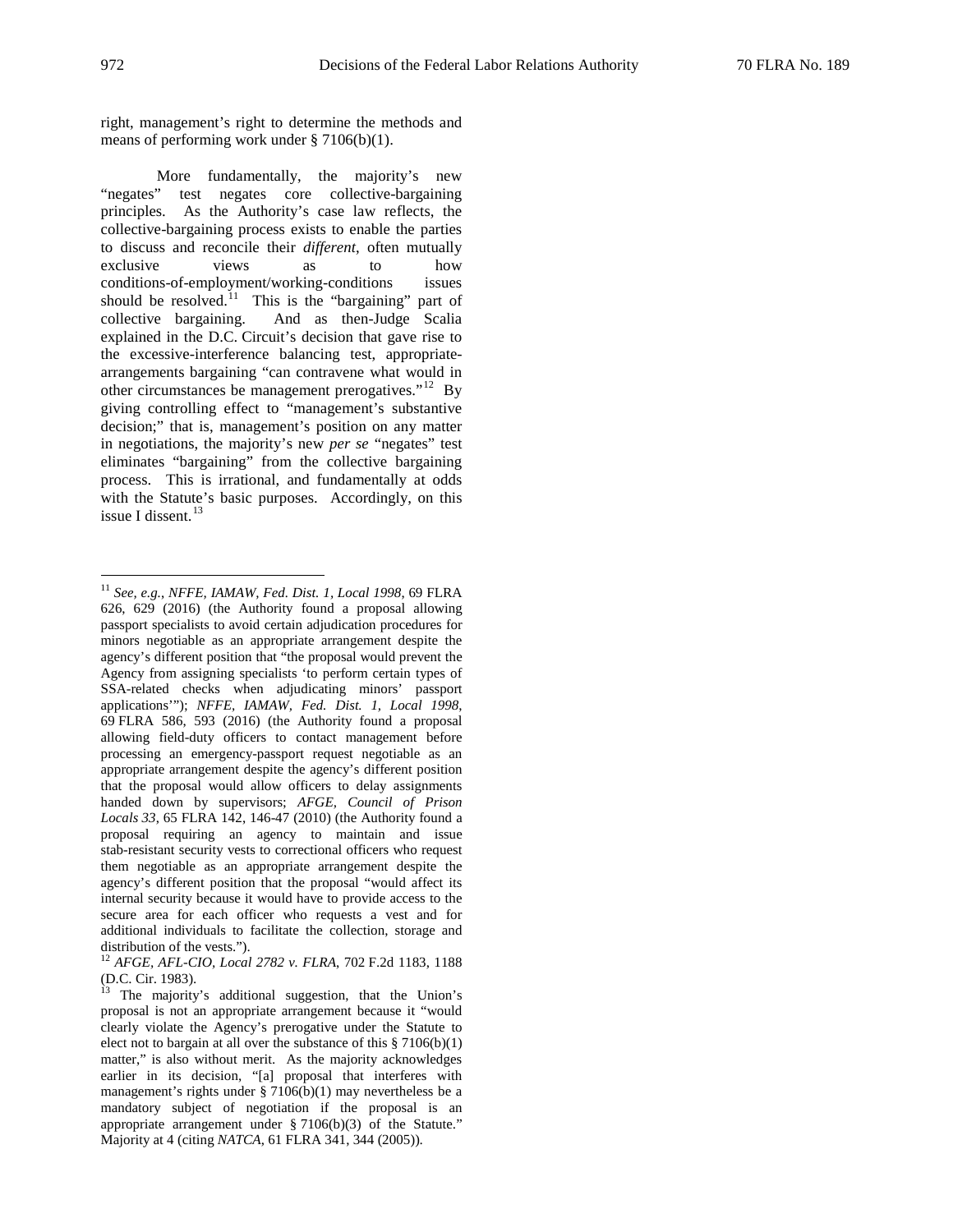right, management's right to determine the methods and means of performing work under § 7106(b)(1).

More fundamentally, the majority's new "negates" test negates core collective-bargaining principles. As the Authority's case law reflects, the collective-bargaining process exists to enable the parties to discuss and reconcile their *different*, often mutually exclusive views as to how conditions-of-employment/working-conditions issues should be resolved.[11] This is the "bargaining" part of collective bargaining. And as then-Judge Scalia explained in the D.C. Circuit's decision that gave rise to the excessive-interference balancing test, appropriate-arrangements bargaining "can contravene what would in other circumstances be management prerogatives."[12] By giving controlling effect to "management's substantive decision;" that is, management's position on any matter in negotiations, the majority's new *per se* "negates" test eliminates "bargaining" from the collective bargaining process. This is irrational, and fundamentally at odds with the Statute's basic purposes. Accordingly, on this issue I dissent.[13]

---

[11] *See, e.g.*, *NFFE, IAMAW, Fed. Dist. 1, Local 1998*, 69 FLRA 626, 629 (2016) (the Authority found a proposal allowing passport specialists to avoid certain adjudication procedures for minors negotiable as an appropriate arrangement despite the agency's different position that "the proposal would prevent the Agency from assigning specialists 'to perform certain types of SSA-related checks when adjudicating minors' passport applications'"); *NFFE, IAMAW, Fed. Dist. 1, Local 1998*, 69 FLRA 586, 593 (2016) (the Authority found a proposal allowing field-duty officers to contact management before processing an emergency-passport request negotiable as an appropriate arrangement despite the agency's different position that the proposal would allow officers to delay assignments handed down by supervisors; *AFGE, Council of Prison Locals 33*, 65 FLRA 142, 146-47 (2010) (the Authority found a proposal requiring an agency to maintain and issue stab-resistant security vests to correctional officers who request them negotiable as an appropriate arrangement despite the agency's different position that the proposal "would affect its internal security because it would have to provide access to the secure area for each officer who requests a vest and for additional individuals to facilitate the collection, storage and distribution of the vests.").

[12] *AFGE, AFL-CIO, Local 2782 v. FLRA*, 702 F.2d 1183, 1188 (D.C. Cir. 1983).

[13] The majority's additional suggestion, that the Union's proposal is not an appropriate arrangement because it "would clearly violate the Agency's prerogative under the Statute to elect not to bargain at all over the substance of this § 7106(b)(1) matter," is also without merit. As the majority acknowledges earlier in its decision, "[a] proposal that interferes with management's rights under § 7106(b)(1) may nevertheless be a mandatory subject of negotiation if the proposal is an appropriate arrangement under § 7106(b)(3) of the Statute." Majority at 4 (citing *NATCA*, 61 FLRA 341, 344 (2005)).